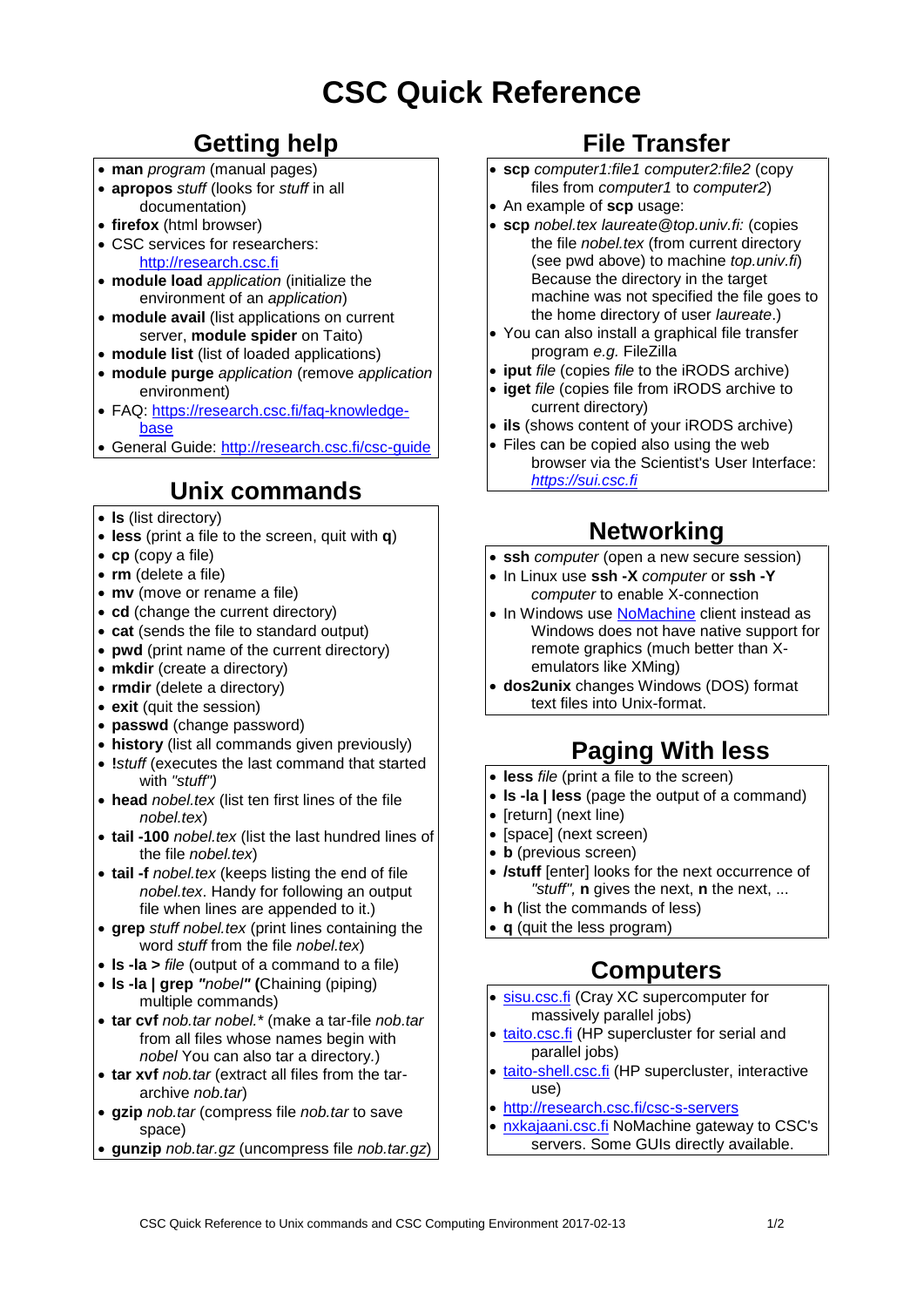# CSC Quick Reference

## Getting help

- **man** *program* (manual pages)
- **apropos** *stuff* (looks for *stuff* in all documentation)
- **firefox** (html browser)
- CSC services for researchers: http://research.csc.fi
- **module load** *application* (initialize the environment of an *application*)
- **module avail** (list applications on current server, **module spider** on Taito)
- **module list** (list of loaded applications)
- **module purge** *application* (remove *application* environment)
- FAQ: https://research.csc.fi/faq-knowledge-base
- General Guide: http://research.csc.fi/csc-guide

## Unix commands

- **ls** (list directory)
- **less** (print a file to the screen, quit with **q**)
- **cp** (copy a file)
- **rm** (delete a file)
- **mv** (move or rename a file)
- **cd** (change the current directory)
- **cat** (sends the file to standard output)
- **pwd** (print name of the current directory)
- **mkdir** (create a directory)
- **rmdir** (delete a directory)
- **exit** (quit the session)
- **passwd** (change password)
- **history** (list all commands given previously)
- **!***stuff* (executes the last command that started with *"stuff")*
- **head** *nobel.tex* (list ten first lines of the file *nobel.tex*)
- **tail -100** *nobel.tex* (list the last hundred lines of the file *nobel.tex*)
- **tail -f** *nobel.tex* (keeps listing the end of file *nobel.tex*. Handy for following an output file when lines are appended to it.)
- **grep** *stuff nobel.tex* (print lines containing the word *stuff* from the file *nobel.tex*)
- **ls -la >** *file* (output of a command to a file)
- **ls -la | grep** ***"nobel"*** **(**Chaining (piping) multiple commands)
- **tar cvf** *nob.tar nobel.** (make a tar-file *nob.tar* from all files whose names begin with *nobel* You can also tar a directory.)
- **tar xvf** *nob.tar* (extract all files from the tar-archive *nob.tar*)
- **gzip** *nob.tar* (compress file *nob.tar* to save space)
- **gunzip** *nob.tar.gz* (uncompress file *nob.tar.gz*)

## File Transfer

- **scp** *computer1:file1 computer2:file2* (copy files from *computer1* to *computer2*)
- An example of **scp** usage:
- **scp** *nobel.tex laureate@top.univ.fi:* (copies the file *nobel.tex* (from current directory (see pwd above) to machine *top.univ.fi*) Because the directory in the target machine was not specified the file goes to the home directory of user *laureate*.)
- You can also install a graphical file transfer program *e.g.* FileZilla
- **iput** *file* (copies *file* to the iRODS archive)
- **iget** *file* (copies file from iRODS archive to current directory)
- **ils** (shows content of your iRODS archive)
- Files can be copied also using the web browser via the Scientist's User Interface: *https://sui.csc.fi*

## Networking

- **ssh** *computer* (open a new secure session)
- In Linux use **ssh -X** *computer* or **ssh -Y** *computer* to enable X-connection
- In Windows use NoMachine client instead as Windows does not have native support for remote graphics (much better than X-emulators like XMing)
- **dos2unix** changes Windows (DOS) format text files into Unix-format.

## Paging With less

- **less** *file* (print a file to the screen)
- **ls -la | less** (page the output of a command)
- [return] (next line)
- [space] (next screen)
- **b** (previous screen)
- **/stuff** [enter] looks for the next occurrence of *"stuff",* **n** gives the next, **n** the next, ...
- **h** (list the commands of less)
- **q** (quit the less program)

## Computers

- sisu.csc.fi (Cray XC supercomputer for massively parallel jobs)
- taito.csc.fi (HP supercluster for serial and parallel jobs)
- taito-shell.csc.fi (HP supercluster, interactive use)
- http://research.csc.fi/csc-s-servers
- nxkajaani.csc.fi NoMachine gateway to CSC's servers. Some GUIs directly available.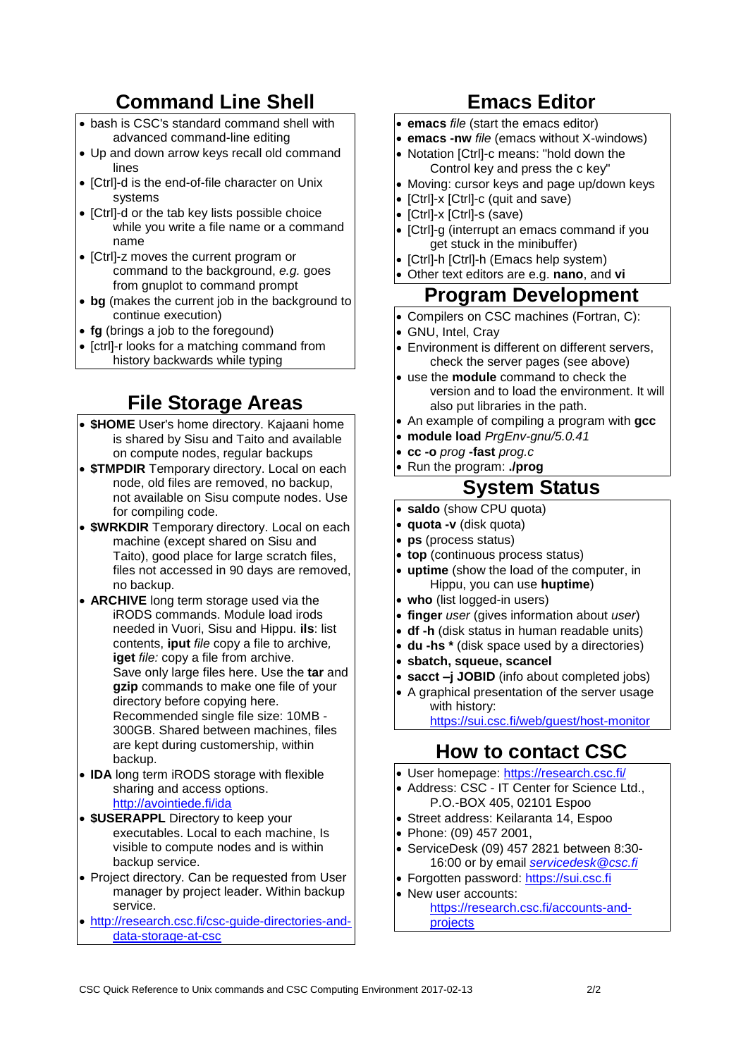## Command Line Shell

- bash is CSC's standard command shell with advanced command-line editing
- Up and down arrow keys recall old command lines
- [Ctrl]-d is the end-of-file character on Unix systems
- [Ctrl]-d or the tab key lists possible choice while you write a file name or a command name
- [Ctrl]-z moves the current program or command to the background, *e.g.* goes from gnuplot to command prompt
- **bg** (makes the current job in the background to continue execution)
- **fg** (brings a job to the foregound)
- [ctrl]-r looks for a matching command from history backwards while typing

## File Storage Areas

- **$HOME** User's home directory. Kajaani home is shared by Sisu and Taito and available on compute nodes, regular backups
- **$TMPDIR** Temporary directory. Local on each node, old files are removed, no backup, not available on Sisu compute nodes. Use for compiling code.
- **$WRKDIR** Temporary directory. Local on each machine (except shared on Sisu and Taito), good place for large scratch files, files not accessed in 90 days are removed, no backup.
- **ARCHIVE** long term storage used via the iRODS commands. Module load irods needed in Vuori, Sisu and Hippu. **ils**: list contents, **iput** *file* copy a file to archive, **iget** *file:* copy a file from archive. Save only large files here. Use the **tar** and **gzip** commands to make one file of your directory before copying here. Recommended single file size: 10MB - 300GB. Shared between machines, files are kept during customership, within backup.
- **IDA** long term iRODS storage with flexible sharing and access options. http://avointiede.fi/ida
- **$USERAPPL** Directory to keep your executables. Local to each machine, Is visible to compute nodes and is within backup service.
- Project directory. Can be requested from User manager by project leader. Within backup service.
- http://research.csc.fi/csc-guide-directories-and-data-storage-at-csc

## Emacs Editor

- **emacs** *file* (start the emacs editor)
- **emacs -nw** *file* (emacs without X-windows)
- Notation [Ctrl]-c means: "hold down the Control key and press the c key"
- Moving: cursor keys and page up/down keys
- [Ctrl]-x [Ctrl]-c (quit and save)
- [Ctrl]-x [Ctrl]-s (save)
- [Ctrl]-g (interrupt an emacs command if you get stuck in the minibuffer)
- [Ctrl]-h [Ctrl]-h (Emacs help system)
- Other text editors are e.g. **nano**, and **vi**

## Program Development

- Compilers on CSC machines (Fortran, C):
- GNU, Intel, Cray
- Environment is different on different servers, check the server pages (see above)
- use the **module** command to check the version and to load the environment. It will also put libraries in the path.
- An example of compiling a program with **gcc**
- **module load** *PrgEnv-gnu/5.0.41*
- **cc -o** *prog* **-fast** *prog.c*
- Run the program: **./prog**

## System Status

- **saldo** (show CPU quota)
- **quota -v** (disk quota)
- **ps** (process status)
- **top** (continuous process status)
- **uptime** (show the load of the computer, in Hippu, you can use **huptime**)
- **who** (list logged-in users)
- **finger** *user* (gives information about *user*)
- **df -h** (disk status in human readable units)
- **du -hs *** (disk space used by a directories)
- **sbatch, squeue, scancel**
- **sacct –j JOBID** (info about completed jobs)
- A graphical presentation of the server usage with history: https://sui.csc.fi/web/guest/host-monitor

## How to contact CSC

- User homepage: https://research.csc.fi/
- Address: CSC - IT Center for Science Ltd., P.O.-BOX 405, 02101 Espoo
- Street address: Keilaranta 14, Espoo
- Phone: (09) 457 2001,
- ServiceDesk (09) 457 2821 between 8:30-16:00 or by email *servicedesk@csc.fi*
- Forgotten password: https://sui.csc.fi
- New user accounts: https://research.csc.fi/accounts-and-projects

CSC Quick Reference to Unix commands and CSC Computing Environment 2017-02-13